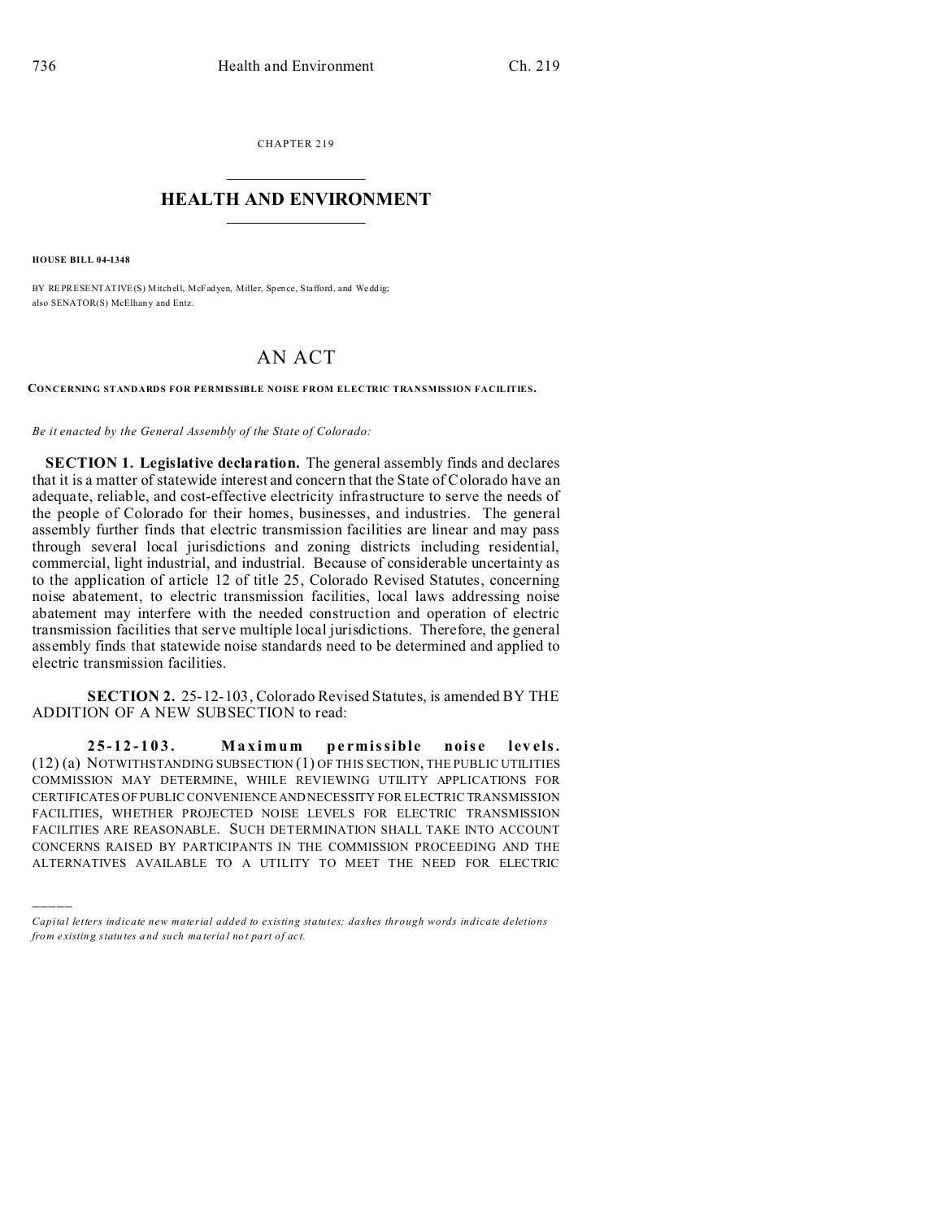CHAPTER 219

# HEALTH AND ENVIRONMENT

**HOUSE BILL 04-1348**

BY REPRESENTATIVE(S) Mitchell, McFadyen, Miller, Spence, Stafford, and Weddig; also SENATOR(S) McElhany and Entz.

## AN ACT

**CONCERNING STANDARDS FOR PERMISSIBLE NOISE FROM ELECTRIC TRANSMISSION FACILITIES.**

*Be it enacted by the General Assembly of the State of Colorado:*

**SECTION 1. Legislative declaration.** The general assembly finds and declares that it is a matter of statewide interest and concern that the State of Colorado have an adequate, reliable, and cost-effective electricity infrastructure to serve the needs of the people of Colorado for their homes, businesses, and industries. The general assembly further finds that electric transmission facilities are linear and may pass through several local jurisdictions and zoning districts including residential, commercial, light industrial, and industrial. Because of considerable uncertainty as to the application of article 12 of title 25, Colorado Revised Statutes, concerning noise abatement, to electric transmission facilities, local laws addressing noise abatement may interfere with the needed construction and operation of electric transmission facilities that serve multiple local jurisdictions. Therefore, the general assembly finds that statewide noise standards need to be determined and applied to electric transmission facilities.

**SECTION 2.** 25-12-103, Colorado Revised Statutes, is amended BY THE ADDITION OF A NEW SUBSECTION to read:

**25-12-103. Maximum permissible noise levels.** (12) (a) NOTWITHSTANDING SUBSECTION (1) OF THIS SECTION, THE PUBLIC UTILITIES COMMISSION MAY DETERMINE, WHILE REVIEWING UTILITY APPLICATIONS FOR CERTIFICATES OF PUBLIC CONVENIENCE AND NECESSITY FOR ELECTRIC TRANSMISSION FACILITIES, WHETHER PROJECTED NOISE LEVELS FOR ELECTRIC TRANSMISSION FACILITIES ARE REASONABLE. SUCH DETERMINATION SHALL TAKE INTO ACCOUNT CONCERNS RAISED BY PARTICIPANTS IN THE COMMISSION PROCEEDING AND THE ALTERNATIVES AVAILABLE TO A UTILITY TO MEET THE NEED FOR ELECTRIC

---

*Capital letters indicate new material added to existing statutes; dashes through words indicate deletions from existing statutes and such material not part of act.*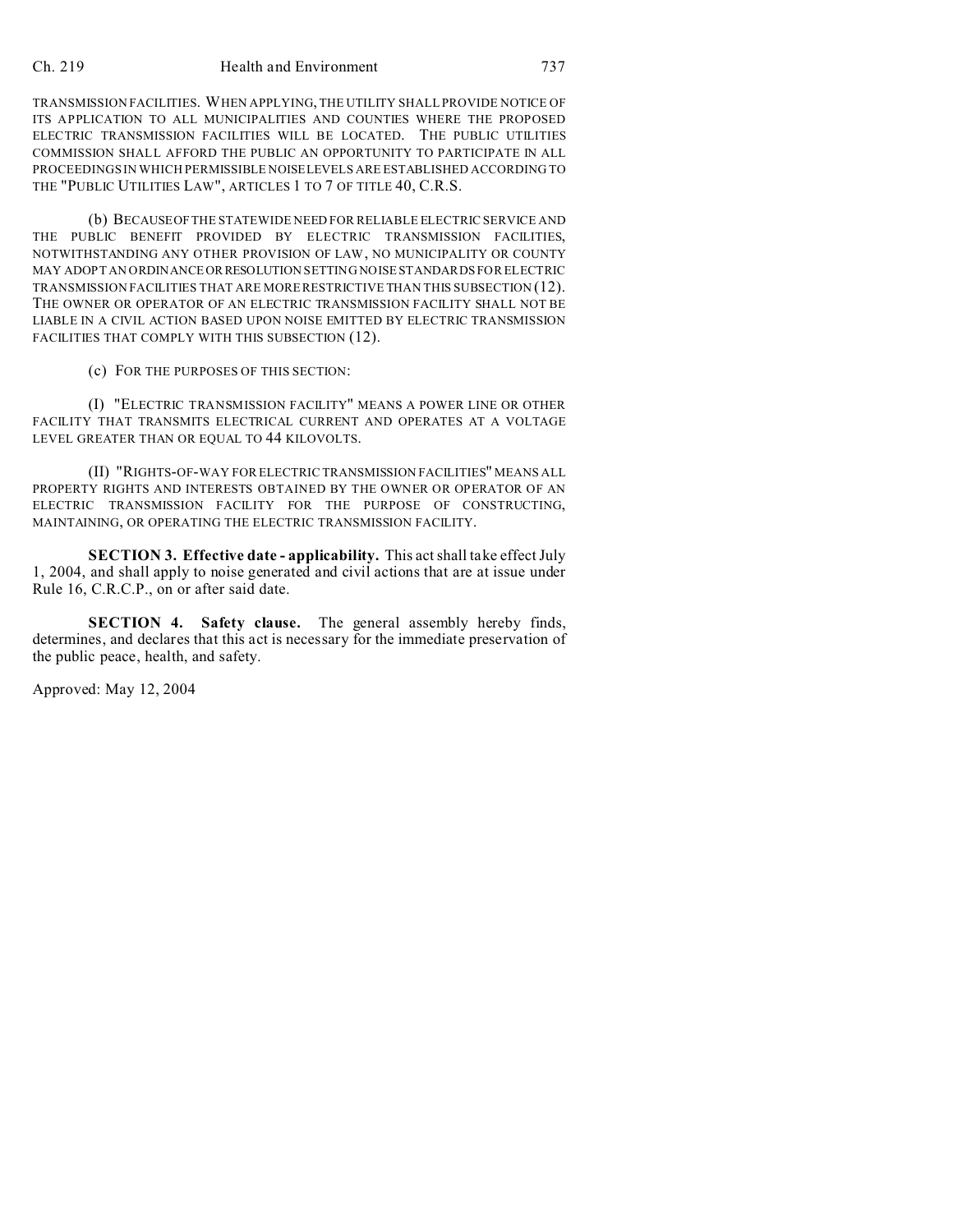TRANSMISSION FACILITIES. WHEN APPLYING, THE UTILITY SHALL PROVIDE NOTICE OF ITS APPLICATION TO ALL MUNICIPALITIES AND COUNTIES WHERE THE PROPOSED ELECTRIC TRANSMISSION FACILITIES WILL BE LOCATED. THE PUBLIC UTILITIES COMMISSION SHALL AFFORD THE PUBLIC AN OPPORTUNITY TO PARTICIPATE IN ALL PROCEEDINGS IN WHICH PERMISSIBLE NOISE LEVELS ARE ESTABLISHED ACCORDING TO THE "PUBLIC UTILITIES LAW", ARTICLES 1 TO 7 OF TITLE 40, C.R.S.

(b) BECAUSE OF THE STATEWIDE NEED FOR RELIABLE ELECTRIC SERVICE AND THE PUBLIC BENEFIT PROVIDED BY ELECTRIC TRANSMISSION FACILITIES, NOTWITHSTANDING ANY OTHER PROVISION OF LAW, NO MUNICIPALITY OR COUNTY MAY ADOPT AN ORDINANCE OR RESOLUTION SETTING NOISE STANDARDS FOR ELECTRIC TRANSMISSION FACILITIES THAT ARE MORE RESTRICTIVE THAN THIS SUBSECTION (12). THE OWNER OR OPERATOR OF AN ELECTRIC TRANSMISSION FACILITY SHALL NOT BE LIABLE IN A CIVIL ACTION BASED UPON NOISE EMITTED BY ELECTRIC TRANSMISSION FACILITIES THAT COMPLY WITH THIS SUBSECTION (12).

(c) FOR THE PURPOSES OF THIS SECTION:

(I) "ELECTRIC TRANSMISSION FACILITY" MEANS A POWER LINE OR OTHER FACILITY THAT TRANSMITS ELECTRICAL CURRENT AND OPERATES AT A VOLTAGE LEVEL GREATER THAN OR EQUAL TO 44 KILOVOLTS.

(II) "RIGHTS-OF-WAY FOR ELECTRIC TRANSMISSION FACILITIES" MEANS ALL PROPERTY RIGHTS AND INTERESTS OBTAINED BY THE OWNER OR OPERATOR OF AN ELECTRIC TRANSMISSION FACILITY FOR THE PURPOSE OF CONSTRUCTING, MAINTAINING, OR OPERATING THE ELECTRIC TRANSMISSION FACILITY.

**SECTION 3. Effective date - applicability.** This act shall take effect July 1, 2004, and shall apply to noise generated and civil actions that are at issue under Rule 16, C.R.C.P., on or after said date.

**SECTION 4. Safety clause.** The general assembly hereby finds, determines, and declares that this act is necessary for the immediate preservation of the public peace, health, and safety.

Approved: May 12, 2004